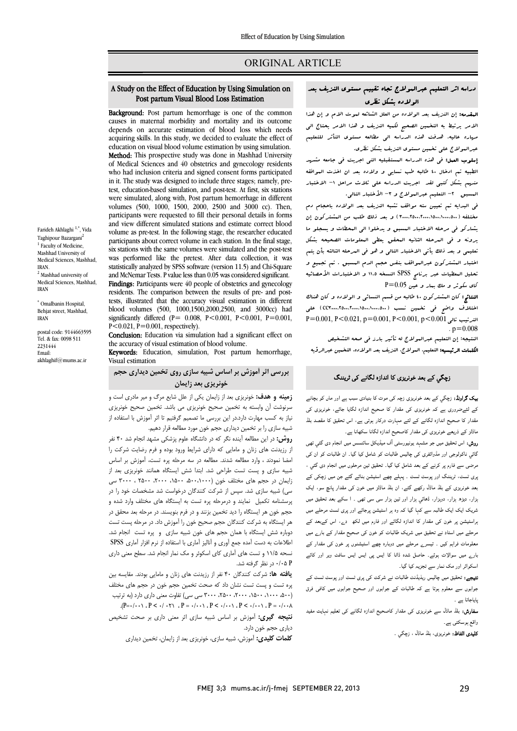ORIGINAL ARTICLE

# A Study on the Effect of Education by Using Simulation on Post partum Visual Blood Loss Estimation

Farideh Akhlaghi [1,*], Vida Taghipour Bazargani[2]

[1] Faculty of Medicine, Mashhad University of Medical Sciences, Mashhad, IRAN.

[2] Mashhad university of Medical Sciences, Mashhad, IRAN

[*] Omalbanin Hospital, Behjat street, Mashhad, IRAN

postal code: 9144663595
Tel. & fax: 0098 511 2231444
Email: akhlaghif@mums.ac.ir

**Background:** Post partum hemorrhage is one of the common causes in maternal morbidity and mortality and its outcome depends on accurate estimation of blood loss which needs acquiring skills. In this study, we decided to evaluate the effect of education on visual blood volume estimation by using simulation.

**Method:** This prospective study was done in Mashhad University of Medical Sciences and 40 obstetrics and gynecology residents who had inclusion criteria and signed consent forms participated in it. The study was designed to include three stages; namely, pre-test, education-based simulation, and post-test. At first, six stations were simulated, along with, Post partum hemorrhage in different volumes (500, 1000, 1500, 2000, 2500 and 3000 cc). Then, participants were requested to fill their personal details in forms and view different simulated stations and estimate correct blood volume as pre-test. In the following stage, the researcher educated participants about correct volume in each station. In the final stage, six stations with the same volumes were simulated and the post-test was performed like the pretest. After data collection, it was statistically analyzed by SPSS software (version 11.5) and Chi-Square and McNemar Tests. P value less than 0.05 was considered significant.

**Findings:** Participants were 40 people of obstetrics and gynecology residents. The comparison between the results of pre- and post-tests, illustrated that the accuracy visual estimation in different blood volumes (500, 1000,1500,2000,2500, and 3000cc) had significantly differed ($P= 0.008$, $P<0.001$, $P<0.001$, $P=0.001$, $P<0.021$, $P=0.001$, respectively).

**Conclusion:** Education via simulation had a significant effect on the accuracy of visual estimation of blood volume.

**Keywords:** Education, simulation, Post partum hemorrhage, Visual estimation

## بررسی اثر آموزش بر اساس شبیه سازی روی تخمین دیداری حجم خونریزی بعد زایمان

**زمینه و هدف:** خونریزی بعد از زایمان یکی از علل شایع مرگ و میر مادری است و سرنوشت آن وابسته به تخمین صحیح خونریزی می باشد. تخمین صحیح خونریزی نیاز به کسب مهارت دارد.در این بررسی ما تصمیم گرفتیم تا اثر آموزش با استفاده از شبیه سازی را بر تخمین دیداری حجم خون مورد مطالعه قرار دهیم.

**روش:** در این مطالعه آینده نگر که در دانشگاه علوم پزشکی مشهد انجام شد ۴۰ نفر از رزیدنت های زنان و مامایی که دارای شرایط ورود بوده و فرم رضایت شرکت را امضا نمودند ، وارد مطالعه شدند. مطالعه در سه مرحله پره تست، آموزش بر اساس شبیه سازی و پست تست طراحی شد. ابتدا شش ایستگاه همانند خونریزی بعد از زایمان در حجم های مختلف خون (۵۰۰،۱۰۰۰، ۱۵۰۰، ۲۰۰۰، ۲۵۰۰ ، ۳۰۰۰ سی سی) شبیه سازی شد. سپس از شرکت کنندگان درخواست شد مشخصات خود را در پرسشنامه تکمیل نمایند و درمرحله پره تست به ایستگاه های مختلف وارد شده و حجم خون هر ایستگاه را با دید تخمین بزنند و در فرم بنویسند. در مرحله بعد محقق در هر ایستگاه به شرکت کنندگان حجم صحیح خون را آموزش داد. در مرحله پست تست دوباره شش ایستگاه با همان حجم های خون شبیه سازی و پره تست انجام شد. اطلاعات به دست آمده جمع آوری و آنالیز آماری با استفاده از نرم افزار آماری SPSS نسخه ۱۱/۵ و تست های آماری کای اسکوئر و مک نمار انجام شد. سطح معنی داری P ۰/۰۵ در نظر گرفته شد.

**یافته ها:** شرکت کنندگان ۴۰ نفر از رزیدنت های زنان و مامایی بودند. مقایسه بین پره تست و پست تست نشان داد که صحت تخمین حجم خون در حجم های مختلف (۵۰۰، ۱۰۰۰، ۱۵۰۰، ۲۰۰۰، ۲۵۰۰، ۳۰۰۰ سی سی) تفاوت معنی داری دارد (به ترتیب $P=0.008$ ، $P<0.001$ ، $P<0.001$ ، $P=0.001$ ، $P<0.021$ ، $P=0.001$).

**نتیجه گیری:** آموزش بر اساس شبیه سازی اثر معنی داری بر صحت تشخیص دیداری حجم خون دارد.

**کلمات کلیدی:** آموزش، شبیه سازی، خونریزی بعد از زایمان، تخمین دیداری

## دراسه اثر التعلیم عبرالمولاج تجاه تقییم مستوی النزیف بعد الولاده بشکل نظری

**المقدمه:** إن النزیف بعد الولاده من العلل الشائعه لموت الام و إن هذا الامر یرتبط به التخمین الصحیح لکمیه النزیف و هذا الامر یحتاج الی مهاره عالیه. هدفت هذه الدراسه الی مطالعه مستوی التأثر للتعلیم عبرالمولاج علی تخمین مستوی النزیف بشکل نظری.

**إسلوب العمل:** فی هذه الدراسه المستقبلیه التی اجریت فی جامعه مشهد الطبیه تم ادخال ۴۰ طالبه طب نسایی و ولاده بعد ان اخذت الموافقه منهم بشکل کتبی لقد اجریت الدراسه علی ثلاث مراحل ۱- الاختبار المسبق ۲- التعلیم عبرالمولاج و ۳- الأختبار التالی.

فی البدایه تم تعیین سته مواقف تشبه النزیف بعد الولاده باحجام دم مختلفه (۵۰۰،۱۰۰۰،۱۵۰۰،۲۰۰۰،۲۵۰۰،۳۰۰۰) و بعد ذلک طلب من المشترکون إن یشارکو فی مرحله الاختبار المسبق و یدخلوا الی المحطات و یسجلو ما یرونه و فی المرحله الثانیه المحقق یعطی المعلومات الصحیحه بشکل تعلیمی و بعد ذلک یأتی الاختبار التالی و هو فی المرحله الثالثه بأن یتم اختبار المشترکون عبرالمواقف بنفس حجم الدم المسبق . ثم تجمیع و تحلیل المعطیات عبر برنامج SPSS النسخه ۱۱.۵ و الاختبارات الأحصائیه کای سکوئر و مک نمار و عین $P=0.05$

**النتائج:** کان المشترکون ۴۰ طالبه من قسم النسائی و الولاده و کان هناک اختلاف واضح فی تخمین نسب (۵۰۰،۱۰۰۰،۱۵۰۰،۲۰۰۰،۲۵۰۰،۳۰۰۰CC) علی الترتیب تالی $P=0.001$, $P<0.021$, $p=0.001$, $P<0.001$, $p<0.001$ . $p=0.008$

**النتیجه:** إن التعلیم عبرالمولاج له تأثیر بارز فی صحه التشخیص

**الکلمات الرئیسیه:** التعلیم، المولاج، النزیف بعد الولاده، التخمین عبرالرؤیه

## زچگی کے بعد خونریزی کا اندازہ لگانے کی ٹریننگ

**بیک گراونڈ:** زچگی کے بعد خونریزی زچہ کی موت کا بنیادی سبب ہے اور ماں کو بچانے کے لئےضروری ہے کہ خونریزی کی مقدار کا صحیح اندازہ لگایا جائے، خونریزی کی مقدار کا صحیح اندازہ لگانے کے لئے مہارت درکار ہوتی ہے، اس تحقیق کا مقصد بلڈ ماڈل کے ذریعے خونریزی کی مقدار کاصحیح اندازہ لگانا سکھانا ہے۔

**روش:** اس تحقیق میں جو مشہد یونیورسٹی آف میڈیکل سائنسس میں انجام دی گئي تھی گائني ناکولوجی اور مڈوائفری کی چالیس طالبات کو شامل کیا گيا۔ ان طالبات کو ان کی مرضی سے فارم پر کرنے کے بعد شامل کیا گيا۔ تحقیق تین مرحلوں میں انجام دی گئي ، پری ٹسٹ، ٹریننگ اور پوسٹ ٹسٹ ۔ پہلے چھے اسٹیشن بنائے گئے جن میں زچگی کے بعد خونریزی کے بلڈ ماڈل رکھے گئے، ان بلڈ ماڈل میں خون کی مقدار پانچ سو، ایک ہزار، ڈیڑھ ہزار، دوہزار، ڈھائي ہزار اور تین ہزار سی سی تھی ۔ ا سکے بعد تحقیق میں شریک ایک ایک طالبہ سے کہا گيا کہ وہ ہر اسٹیشن پرجائے اور پری ٹسٹ مرحلے میں ہراسٹیشن پر خون کی مقدار کا اندازہ لگائے اور فارم میں لکھ دے، اس کےبعد کے مرحلے میں استاد نے تحقیق میں شریک طالبات کو خون کی صحیح مقدار کے بارے میں معلومات فراہم کیں ۔ تیسرے مرحلے میں دوبارہ چھے اسٹیشنوں پر خون کی مقدار کے بارے میں سوالات ہوئے۔ حاصل شدہ ڈاٹا کا ایس پی ایس ایس سافٹ ویر اور کائي اسکوائر اور مک نمار سے تجزیہ کیا گیا۔

**نتیجے:** تحقیق میں چالیس ریذیڈنٹ طالبات نے شرکت کی پری ٹسٹ اور پوسٹ ٹسٹ کے جوابوں سے معلوم ہوتا ہے کہ طالبات کے جوابوں اور صحیح جوابوں میں کافی فرق پایاجاتا ہے ۔

**سفارش:** بلڈ ماڈل سے خونریزی کی مقدار کاصحیح اندازہ لگانے کی تعلیم نہایت مفید واقع ہوسکتی ہے۔

**کلیدی الفاظ:** خونریزی، بلڈ ماڈل ، زچگي ۔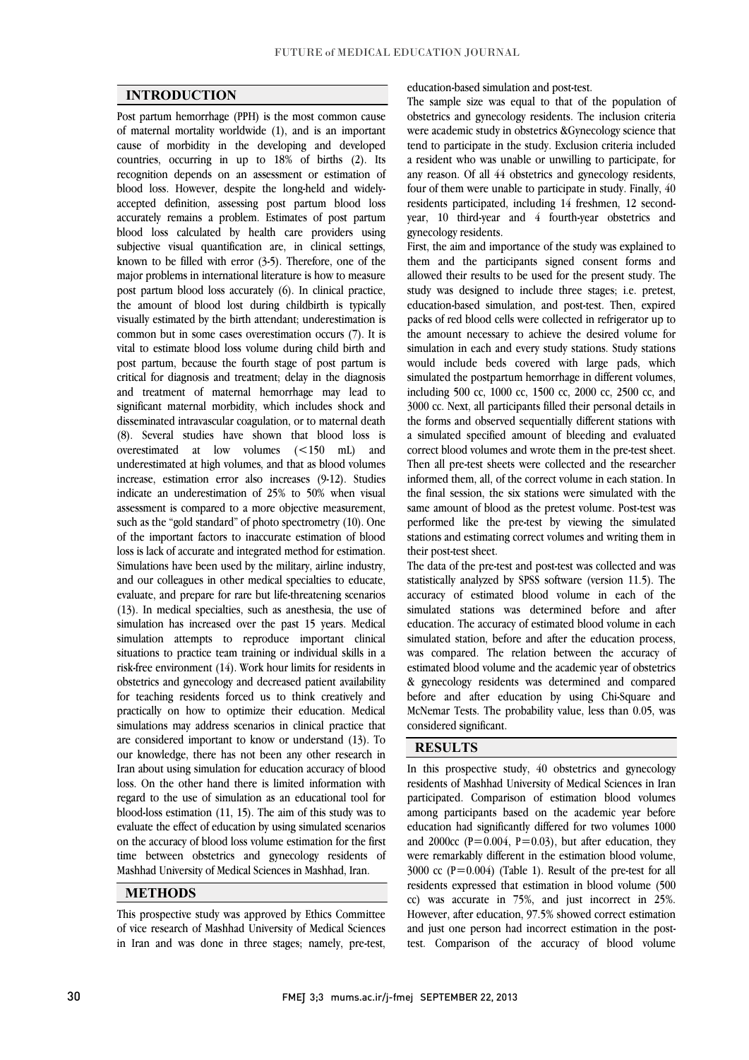## INTRODUCTION

Post partum hemorrhage (PPH) is the most common cause of maternal mortality worldwide (1), and is an important cause of morbidity in the developing and developed countries, occurring in up to 18% of births (2). Its recognition depends on an assessment or estimation of blood loss. However, despite the long-held and widely-accepted definition, assessing post partum blood loss accurately remains a problem. Estimates of post partum blood loss calculated by health care providers using subjective visual quantification are, in clinical settings, known to be filled with error (3-5). Therefore, one of the major problems in international literature is how to measure post partum blood loss accurately (6). In clinical practice, the amount of blood lost during childbirth is typically visually estimated by the birth attendant; underestimation is common but in some cases overestimation occurs (7). It is vital to estimate blood loss volume during child birth and post partum, because the fourth stage of post partum is critical for diagnosis and treatment; delay in the diagnosis and treatment of maternal hemorrhage may lead to significant maternal morbidity, which includes shock and disseminated intravascular coagulation, or to maternal death (8). Several studies have shown that blood loss is overestimated at low volumes (<150 mL) and underestimated at high volumes, and that as blood volumes increase, estimation error also increases (9-12). Studies indicate an underestimation of 25% to 50% when visual assessment is compared to a more objective measurement, such as the "gold standard" of photo spectrometry (10). One of the important factors to inaccurate estimation of blood loss is lack of accurate and integrated method for estimation. Simulations have been used by the military, airline industry, and our colleagues in other medical specialties to educate, evaluate, and prepare for rare but life-threatening scenarios (13). In medical specialties, such as anesthesia, the use of simulation has increased over the past 15 years. Medical simulation attempts to reproduce important clinical situations to practice team training or individual skills in a risk-free environment (14). Work hour limits for residents in obstetrics and gynecology and decreased patient availability for teaching residents forced us to think creatively and practically on how to optimize their education. Medical simulations may address scenarios in clinical practice that are considered important to know or understand (13). To our knowledge, there has not been any other research in Iran about using simulation for education accuracy of blood loss. On the other hand there is limited information with regard to the use of simulation as an educational tool for blood-loss estimation (11, 15). The aim of this study was to evaluate the effect of education by using simulated scenarios on the accuracy of blood loss volume estimation for the first time between obstetrics and gynecology residents of Mashhad University of Medical Sciences in Mashhad, Iran.

## METHODS

This prospective study was approved by Ethics Committee of vice research of Mashhad University of Medical Sciences in Iran and was done in three stages; namely, pre-test, education-based simulation and post-test.

The sample size was equal to that of the population of obstetrics and gynecology residents. The inclusion criteria were academic study in obstetrics &Gynecology science that tend to participate in the study. Exclusion criteria included a resident who was unable or unwilling to participate, for any reason. Of all 44 obstetrics and gynecology residents, four of them were unable to participate in study. Finally, 40 residents participated, including 14 freshmen, 12 second-year, 10 third-year and 4 fourth-year obstetrics and gynecology residents.

First, the aim and importance of the study was explained to them and the participants signed consent forms and allowed their results to be used for the present study. The study was designed to include three stages; i.e. pretest, education-based simulation, and post-test. Then, expired packs of red blood cells were collected in refrigerator up to the amount necessary to achieve the desired volume for simulation in each and every study stations. Study stations would include beds covered with large pads, which simulated the postpartum hemorrhage in different volumes, including 500 cc, 1000 cc, 1500 cc, 2000 cc, 2500 cc, and 3000 cc. Next, all participants filled their personal details in the forms and observed sequentially different stations with a simulated specified amount of bleeding and evaluated correct blood volumes and wrote them in the pre-test sheet. Then all pre-test sheets were collected and the researcher informed them, all, of the correct volume in each station. In the final session, the six stations were simulated with the same amount of blood as the pretest volume. Post-test was performed like the pre-test by viewing the simulated stations and estimating correct volumes and writing them in their post-test sheet.

The data of the pre-test and post-test was collected and was statistically analyzed by SPSS software (version 11.5). The accuracy of estimated blood volume in each of the simulated stations was determined before and after education. The accuracy of estimated blood volume in each simulated station, before and after the education process, was compared. The relation between the accuracy of estimated blood volume and the academic year of obstetrics & gynecology residents was determined and compared before and after education by using Chi-Square and McNemar Tests. The probability value, less than 0.05, was considered significant.

## RESULTS

In this prospective study, 40 obstetrics and gynecology residents of Mashhad University of Medical Sciences in Iran participated. Comparison of estimation blood volumes among participants based on the academic year before education had significantly differed for two volumes 1000 and 2000cc ($P=0.004$, $P=0.03$), but after education, they were remarkably different in the estimation blood volume, 3000 cc ($P=0.004$) (Table 1). Result of the pre-test for all residents expressed that estimation in blood volume (500 cc) was accurate in 75%, and just incorrect in 25%. However, after education, 97.5% showed correct estimation and just one person had incorrect estimation in the post-test. Comparison of the accuracy of blood volume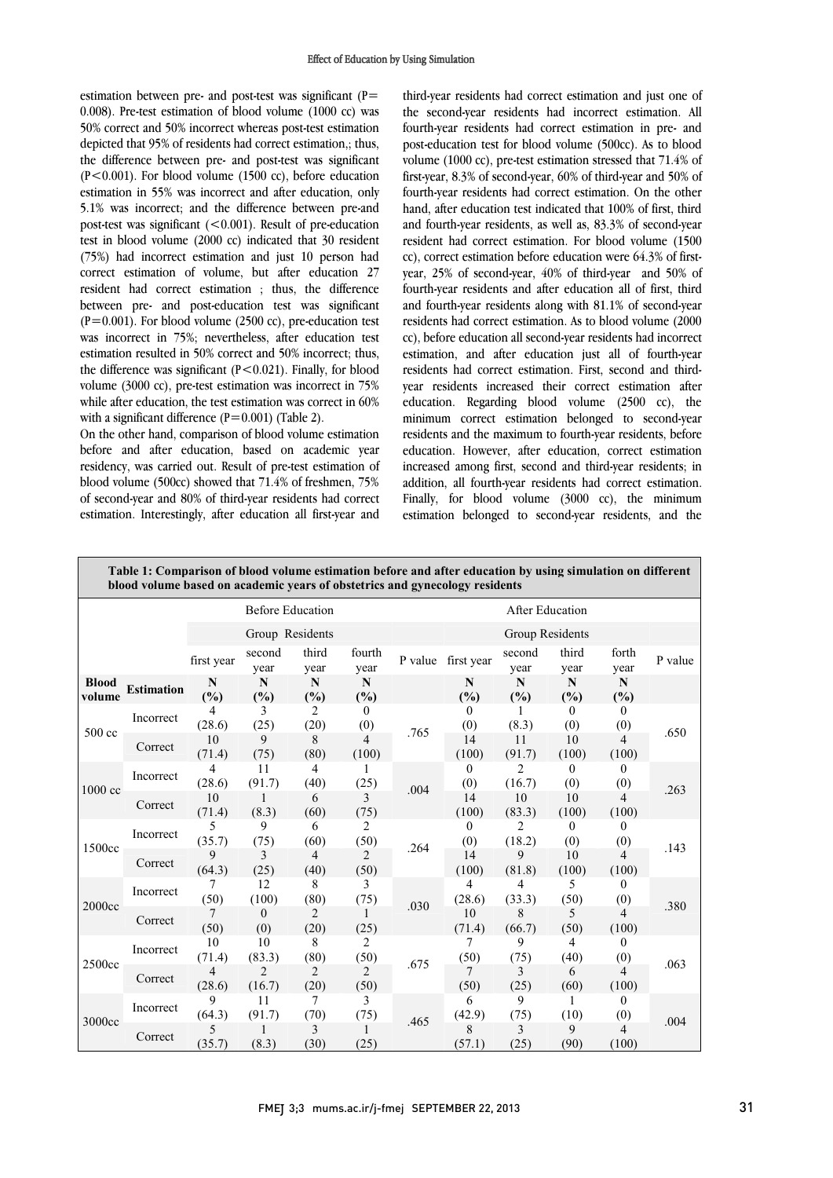estimation between pre- and post-test was significant (P= 0.008). Pre-test estimation of blood volume (1000 cc) was 50% correct and 50% incorrect whereas post-test estimation depicted that 95% of residents had correct estimation,; thus, the difference between pre- and post-test was significant (P<0.001). For blood volume (1500 cc), before education estimation in 55% was incorrect and after education, only 5.1% was incorrect; and the difference between pre-and post-test was significant (<0.001). Result of pre-education test in blood volume (2000 cc) indicated that 30 resident (75%) had incorrect estimation and just 10 person had correct estimation of volume, but after education 27 resident had correct estimation ; thus, the difference between pre- and post-education test was significant (P=0.001). For blood volume (2500 cc), pre-education test was incorrect in 75%; nevertheless, after education test estimation resulted in 50% correct and 50% incorrect; thus, the difference was significant (P<0.021). Finally, for blood volume (3000 cc), pre-test estimation was incorrect in 75% while after education, the test estimation was correct in 60% with a significant difference (P=0.001) (Table 2).

On the other hand, comparison of blood volume estimation before and after education, based on academic year residency, was carried out. Result of pre-test estimation of blood volume (500cc) showed that 71.4% of freshmen, 75% of second-year and 80% of third-year residents had correct estimation. Interestingly, after education all first-year and third-year residents had correct estimation and just one of the second-year residents had incorrect estimation. All fourth-year residents had correct estimation in pre- and post-education test for blood volume (500cc). As to blood volume (1000 cc), pre-test estimation stressed that 71.4% of first-year, 8.3% of second-year, 60% of third-year and 50% of fourth-year residents had correct estimation. On the other hand, after education test indicated that 100% of first, third and fourth-year residents, as well as, 83.3% of second-year resident had correct estimation. For blood volume (1500 cc), correct estimation before education were 64.3% of first-year, 25% of second-year, 40% of third-year and 50% of fourth-year residents and after education all of first, third and fourth-year residents along with 81.1% of second-year residents had correct estimation. As to blood volume (2000 cc), before education all second-year residents had incorrect estimation, and after education just all of fourth-year residents had correct estimation. First, second and third-year residents increased their correct estimation after education. Regarding blood volume (2500 cc), the minimum correct estimation belonged to second-year residents and the maximum to fourth-year residents, before education. However, after education, correct estimation increased among first, second and third-year residents; in addition, all fourth-year residents had correct estimation. Finally, for blood volume (3000 cc), the minimum estimation belonged to second-year residents, and the

**Table 1: Comparison of blood volume estimation before and after education by using simulation on different blood volume based on academic years of obstetrics and gynecology residents**

| | | Before Education | | | | | After Education | | | | |
|---|---|---|---|---|---|---|---|---|---|---|---|
| | | Group Residents | | | | | Group Residents | | | | |
| | | first year | second year | third year | fourth year | P value | first year | second year | third year | forth year | P value |
| **Blood volume** | **Estimation** | **N (%)** | **N (%)** | **N (%)** | **N (%)** | | **N (%)** | **N (%)** | **N (%)** | **N (%)** | |
| 500 cc | Incorrect | 4 (28.6) | 3 (25) | 2 (20) | 0 (0) | .765 | 0 (0) | 1 (8.3) | 0 (0) | 0 (0) | .650 |
| | Correct | 10 (71.4) | 9 (75) | 8 (80) | 4 (100) | | 14 (100) | 11 (91.7) | 10 (100) | 4 (100) | |
| 1000 cc | Incorrect | 4 (28.6) | 11 (91.7) | 4 (40) | 1 (25) | .004 | 0 (0) | 2 (16.7) | 0 (0) | 0 (0) | .263 |
| | Correct | 10 (71.4) | 1 (8.3) | 6 (60) | 3 (75) | | 14 (100) | 10 (83.3) | 10 (100) | 4 (100) | |
| 1500cc | Incorrect | 5 (35.7) | 9 (75) | 6 (60) | 2 (50) | .264 | 0 (0) | 2 (18.2) | 0 (0) | 0 (0) | .143 |
| | Correct | 9 (64.3) | 3 (25) | 4 (40) | 2 (50) | | 14 (100) | 9 (81.8) | 10 (100) | 4 (100) | |
| 2000cc | Incorrect | 7 (50) | 12 (100) | 8 (80) | 3 (75) | .030 | 4 (28.6) | 4 (33.3) | 5 (50) | 0 (0) | .380 |
| | Correct | 7 (50) | 0 (0) | 2 (20) | 1 (25) | | 10 (71.4) | 8 (66.7) | 5 (50) | 4 (100) | |
| 2500cc | Incorrect | 10 (71.4) | 10 (83.3) | 8 (80) | 2 (50) | .675 | 7 (50) | 9 (75) | 4 (40) | 0 (0) | .063 |
| | Correct | 4 (28.6) | 2 (16.7) | 2 (20) | 2 (50) | | 7 (50) | 3 (25) | 6 (60) | 4 (100) | |
| 3000cc | Incorrect | 9 (64.3) | 11 (91.7) | 7 (70) | 3 (75) | .465 | 6 (42.9) | 9 (75) | 1 (10) | 0 (0) | .004 |
| | Correct | 5 (35.7) | 1 (8.3) | 3 (30) | 1 (25) | | 8 (57.1) | 3 (25) | 9 (90) | 4 (100) | |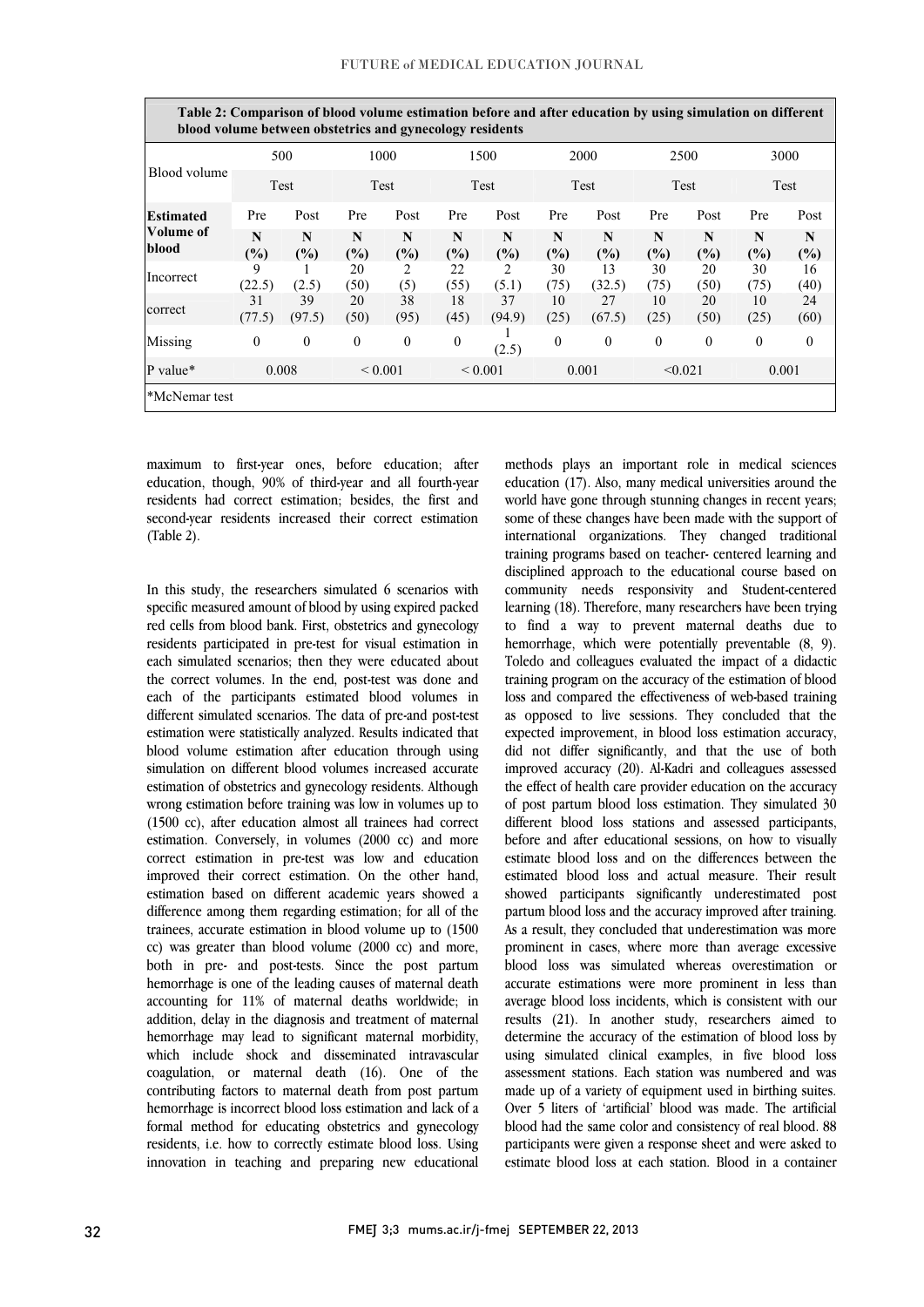**Table 2: Comparison of blood volume estimation before and after education by using simulation on different blood volume between obstetrics and gynecology residents**

| Blood volume | 500 | | 1000 | | 1500 | | 2000 | | 2500 | | 3000 | |
|---|---|---|---|---|---|---|---|---|---|---|---|---|
| | Test | | Test | | Test | | Test | | Test | | Test | |
| **Estimated Volume of blood** | Pre **N (%)** | Post **N (%)** | Pre **N (%)** | Post **N (%)** | Pre **N (%)** | Post **N (%)** | Pre **N (%)** | Post **N (%)** | Pre **N (%)** | Post **N (%)** | Pre **N (%)** | Post **N (%)** |
| Incorrect | 9 (22.5) | 1 (2.5) | 20 (50) | 2 (5) | 22 (55) | 2 (5.1) | 30 (75) | 13 (32.5) | 30 (75) | 20 (50) | 30 (75) | 16 (40) |
| correct | 31 (77.5) | 39 (97.5) | 20 (50) | 38 (95) | 18 (45) | 37 (94.9) | 10 (25) | 27 (67.5) | 10 (25) | 20 (50) | 10 (25) | 24 (60) |
| Missing | 0 | 0 | 0 | 0 | 0 | 1 (2.5) | 0 | 0 | 0 | 0 | 0 | 0 |
| P value* | 0.008 | | < 0.001 | | < 0.001 | | 0.001 | | <0.021 | | 0.001 | |

*McNemar test

maximum to first-year ones, before education; after education, though, 90% of third-year and all fourth-year residents had correct estimation; besides, the first and second-year residents increased their correct estimation (Table 2).

In this study, the researchers simulated 6 scenarios with specific measured amount of blood by using expired packed red cells from blood bank. First, obstetrics and gynecology residents participated in pre-test for visual estimation in each simulated scenarios; then they were educated about the correct volumes. In the end, post-test was done and each of the participants estimated blood volumes in different simulated scenarios. The data of pre-and post-test estimation were statistically analyzed. Results indicated that blood volume estimation after education through using simulation on different blood volumes increased accurate estimation of obstetrics and gynecology residents. Although wrong estimation before training was low in volumes up to (1500 cc), after education almost all trainees had correct estimation. Conversely, in volumes (2000 cc) and more correct estimation in pre-test was low and education improved their correct estimation. On the other hand, estimation based on different academic years showed a difference among them regarding estimation; for all of the trainees, accurate estimation in blood volume up to (1500 cc) was greater than blood volume (2000 cc) and more, both in pre- and post-tests. Since the post partum hemorrhage is one of the leading causes of maternal death accounting for 11% of maternal deaths worldwide; in addition, delay in the diagnosis and treatment of maternal hemorrhage may lead to significant maternal morbidity, which include shock and disseminated intravascular coagulation, or maternal death (16). One of the contributing factors to maternal death from post partum hemorrhage is incorrect blood loss estimation and lack of a formal method for educating obstetrics and gynecology residents, i.e. how to correctly estimate blood loss. Using innovation in teaching and preparing new educational methods plays an important role in medical sciences education (17). Also, many medical universities around the world have gone through stunning changes in recent years; some of these changes have been made with the support of international organizations. They changed traditional training programs based on teacher- centered learning and disciplined approach to the educational course based on community needs responsivity and Student-centered learning (18). Therefore, many researchers have been trying to find a way to prevent maternal deaths due to hemorrhage, which were potentially preventable (8, 9). Toledo and colleagues evaluated the impact of a didactic training program on the accuracy of the estimation of blood loss and compared the effectiveness of web-based training as opposed to live sessions. They concluded that the expected improvement, in blood loss estimation accuracy, did not differ significantly, and that the use of both improved accuracy (20). Al-Kadri and colleagues assessed the effect of health care provider education on the accuracy of post partum blood loss estimation. They simulated 30 different blood loss stations and assessed participants, before and after educational sessions, on how to visually estimate blood loss and on the differences between the estimated blood loss and actual measure. Their result showed participants significantly underestimated post partum blood loss and the accuracy improved after training. As a result, they concluded that underestimation was more prominent in cases, where more than average excessive blood loss was simulated whereas overestimation or accurate estimations were more prominent in less than average blood loss incidents, which is consistent with our results (21). In another study, researchers aimed to determine the accuracy of the estimation of blood loss by using simulated clinical examples, in five blood loss assessment stations. Each station was numbered and was made up of a variety of equipment used in birthing suites. Over 5 liters of 'artificial' blood was made. The artificial blood had the same color and consistency of real blood. 88 participants were given a response sheet and were asked to estimate blood loss at each station. Blood in a container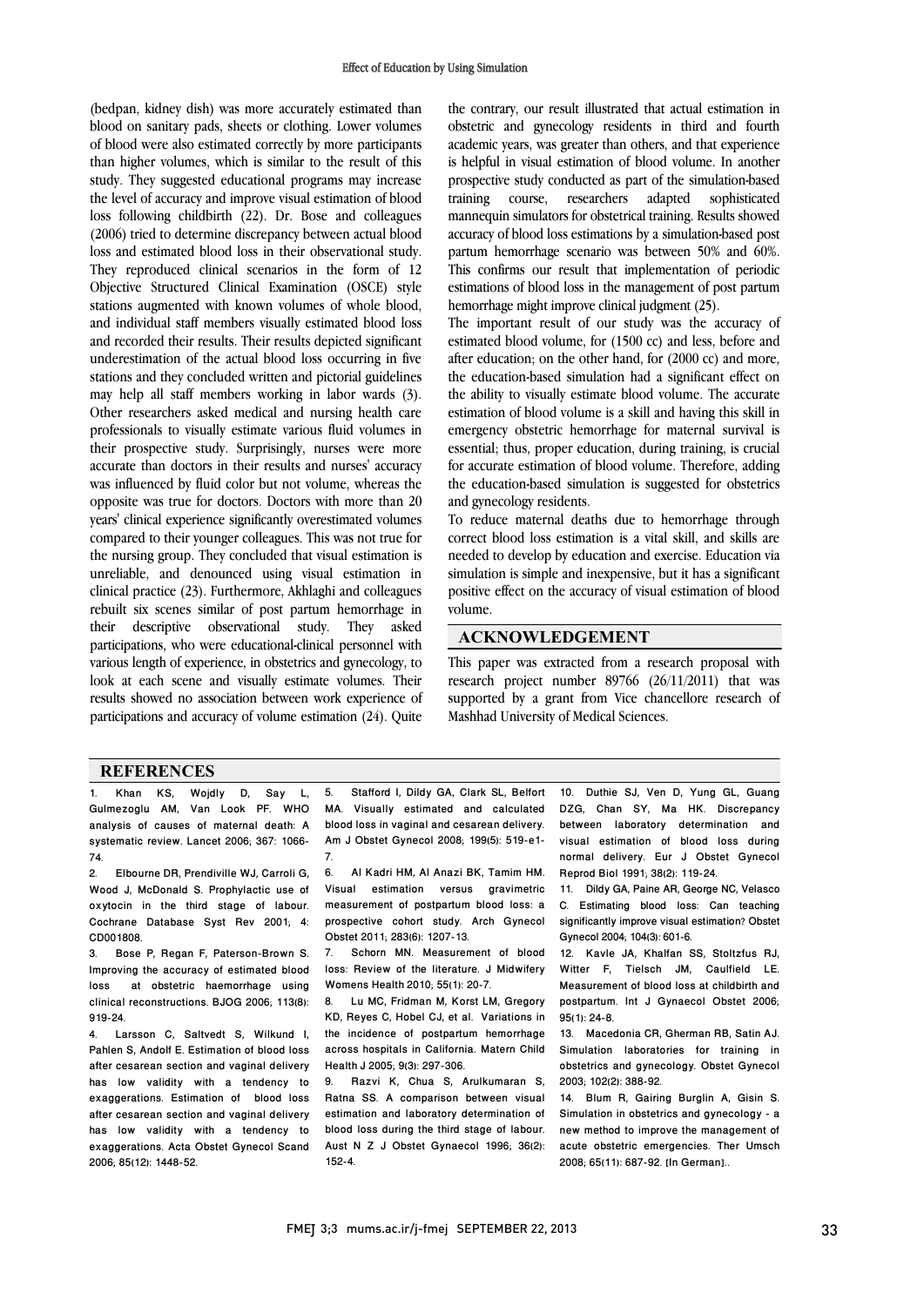(bedpan, kidney dish) was more accurately estimated than blood on sanitary pads, sheets or clothing. Lower volumes of blood were also estimated correctly by more participants than higher volumes, which is similar to the result of this study. They suggested educational programs may increase the level of accuracy and improve visual estimation of blood loss following childbirth (22). Dr. Bose and colleagues (2006) tried to determine discrepancy between actual blood loss and estimated blood loss in their observational study. They reproduced clinical scenarios in the form of 12 Objective Structured Clinical Examination (OSCE) style stations augmented with known volumes of whole blood, and individual staff members visually estimated blood loss and recorded their results. Their results depicted significant underestimation of the actual blood loss occurring in five stations and they concluded written and pictorial guidelines may help all staff members working in labor wards (3). Other researchers asked medical and nursing health care professionals to visually estimate various fluid volumes in their prospective study. Surprisingly, nurses were more accurate than doctors in their results and nurses' accuracy was influenced by fluid color but not volume, whereas the opposite was true for doctors. Doctors with more than 20 years' clinical experience significantly overestimated volumes compared to their younger colleagues. This was not true for the nursing group. They concluded that visual estimation is unreliable, and denounced using visual estimation in clinical practice (23). Furthermore, Akhlaghi and colleagues rebuilt six scenes similar of post partum hemorrhage in their descriptive observational study. They asked participations, who were educational-clinical personnel with various length of experience, in obstetrics and gynecology, to look at each scene and visually estimate volumes. Their results showed no association between work experience of participations and accuracy of volume estimation (24). Quite the contrary, our result illustrated that actual estimation in obstetric and gynecology residents in third and fourth academic years, was greater than others, and that experience is helpful in visual estimation of blood volume. In another prospective study conducted as part of the simulation-based training course, researchers adapted sophisticated mannequin simulators for obstetrical training. Results showed accuracy of blood loss estimations by a simulation-based post partum hemorrhage scenario was between 50% and 60%. This confirms our result that implementation of periodic estimations of blood loss in the management of post partum hemorrhage might improve clinical judgment (25).

The important result of our study was the accuracy of estimated blood volume, for (1500 cc) and less, before and after education; on the other hand, for (2000 cc) and more, the education-based simulation had a significant effect on the ability to visually estimate blood volume. The accurate estimation of blood volume is a skill and having this skill in emergency obstetric hemorrhage for maternal survival is essential; thus, proper education, during training, is crucial for accurate estimation of blood volume. Therefore, adding the education-based simulation is suggested for obstetrics and gynecology residents.

To reduce maternal deaths due to hemorrhage through correct blood loss estimation is a vital skill, and skills are needed to develop by education and exercise. Education via simulation is simple and inexpensive, but it has a significant positive effect on the accuracy of visual estimation of blood volume.

## ACKNOWLEDGEMENT

This paper was extracted from a research proposal with research project number 89766 (26/11/2011) that was supported by a grant from Vice chancellore research of Mashhad University of Medical Sciences.

## REFERENCES

1. Khan KS, Wojdly D, Say L, Gulmezoglu AM, Van Look PF. WHO analysis of causes of maternal death: A systematic review. Lancet 2006; 367: 1066-74.
2. Elbourne DR, Prendiville WJ, Carroli G, Wood J, McDonald S. Prophylactic use of oxytocin in the third stage of labour. Cochrane Database Syst Rev 2001; 4: CD001808.
3. Bose P, Regan F, Paterson-Brown S. Improving the accuracy of estimated blood loss at obstetric haemorrhage using clinical reconstructions. BJOG 2006; 113(8): 919-24.
4. Larsson C, Saltvedt S, Wilkund I, Pahlen S, Andolf E. Estimation of blood loss after cesarean section and vaginal delivery has low validity with a tendency to exaggerations. Estimation of blood loss after cesarean section and vaginal delivery has low validity with a tendency to exaggerations. Acta Obstet Gynecol Scand 2006; 85(12): 1448-52.
5. Stafford I, Dildy GA, Clark SL, Belfort MA. Visually estimated and calculated blood loss in vaginal and cesarean delivery. Am J Obstet Gynecol 2008; 199(5): 519-e1-7.
6. Al Kadri HM, Al Anazi BK, Tamim HM. Visual estimation versus gravimetric measurement of postpartum blood loss: a prospective cohort study. Arch Gynecol Obstet 2011; 283(6): 1207-13.
7. Schorn MN. Measurement of blood loss: Review of the literature. J Midwifery Womens Health 2010; 55(1): 20-7.
8. Lu MC, Fridman M, Korst LM, Gregory KD, Reyes C, Hobel CJ, et al. Variations in the incidence of postpartum hemorrhage across hospitals in California. Matern Child Health J 2005; 9(3): 297-306.
9. Razvi K, Chua S, Arulkumaran S, Ratna SS. A comparison between visual estimation and laboratory determination of blood loss during the third stage of labour. Aust N Z J Obstet Gynaecol 1996; 36(2): 152-4.
10. Duthie SJ, Ven D, Yung GL, Guang DZG, Chan SY, Ma HK. Discrepancy between laboratory determination and visual estimation of blood loss during normal delivery. Eur J Obstet Gynecol Reprod Biol 1991; 38(2): 119-24.
11. Dildy GA, Paine AR, George NC, Velasco C. Estimating blood loss: Can teaching significantly improve visual estimation? Obstet Gynecol 2004; 104(3): 601-6.
12. Kavle JA, Khalfan SS, Stoltzfus RJ, Witter F, Tielsch JM, Caulfield LE. Measurement of blood loss at childbirth and postpartum. Int J Gynaecol Obstet 2006; 95(1): 24-8.
13. Macedonia CR, Gherman RB, Satin AJ. Simulation laboratories for training in obstetrics and gynecology. Obstet Gynecol 2003; 102(2): 388-92.
14. Blum R, Gairing Burglin A, Gisin S. Simulation in obstetrics and gynecology - a new method to improve the management of acute obstetric emergencies. Ther Umsch 2008; 65(11): 687-92. [In German]..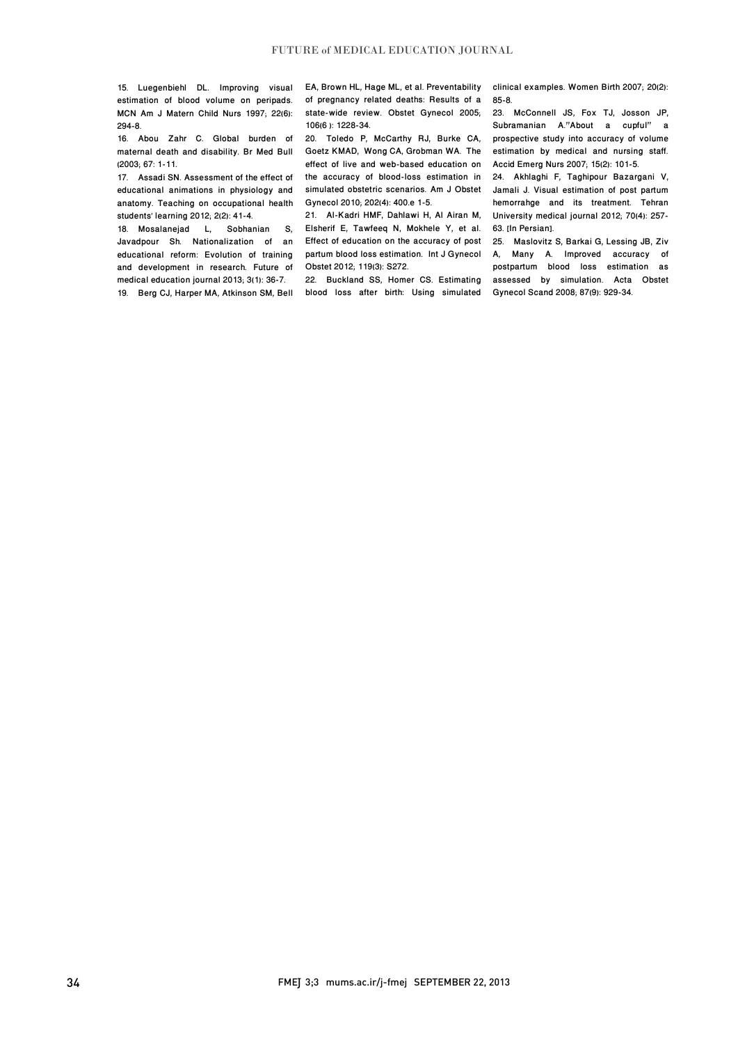15. Luegenbiehl DL. Improving visual estimation of blood volume on peripads. MCN Am J Matern Child Nurs 1997; 22(6): 294-8.

16. Abou Zahr C. Global burden of maternal death and disability. Br Med Bull (2003; 67: 1-11.

17. Assadi SN. Assessment of the effect of educational animations in physiology and anatomy. Teaching on occupational health students' learning 2012; 2(2): 41-4.

18. Mosalanejad L, Sobhanian S, Javadpour Sh. Nationalization of an educational reform: Evolution of training and development in research. Future of medical education journal 2013; 3(1): 36-7.

19. Berg CJ, Harper MA, Atkinson SM, Bell EA, Brown HL, Hage ML, et al. Preventability of pregnancy related deaths: Results of a state-wide review. Obstet Gynecol 2005; 106(6 ): 1228-34.

20. Toledo P, McCarthy RJ, Burke CA, Goetz KMAD, Wong CA, Grobman WA. The effect of live and web-based education on the accuracy of blood-loss estimation in simulated obstetric scenarios. Am J Obstet Gynecol 2010; 202(4): 400.e 1-5.

21. Al-Kadri HMF, Dahlawi H, Al Airan M, Elsherif E, Tawfeeq N, Mokhele Y, et al. Effect of education on the accuracy of post partum blood loss estimation. Int J Gynecol Obstet 2012; 119(3): S272.

22. Buckland SS, Homer CS. Estimating blood loss after birth: Using simulated clinical examples. Women Birth 2007; 20(2): 85-8.

23. McConnell JS, Fox TJ, Josson JP, Subramanian A."About a cupful" a prospective study into accuracy of volume estimation by medical and nursing staff. Accid Emerg Nurs 2007; 15(2): 101-5.

24. Akhlaghi F, Taghipour Bazargani V, Jamali J. Visual estimation of post partum hemorrahge and its treatment. Tehran University medical journal 2012; 70(4): 257-63. [In Persian].

25. Maslovitz S, Barkai G, Lessing JB, Ziv A, Many A. Improved accuracy of postpartum blood loss estimation as assessed by simulation. Acta Obstet Gynecol Scand 2008; 87(9): 929-34.